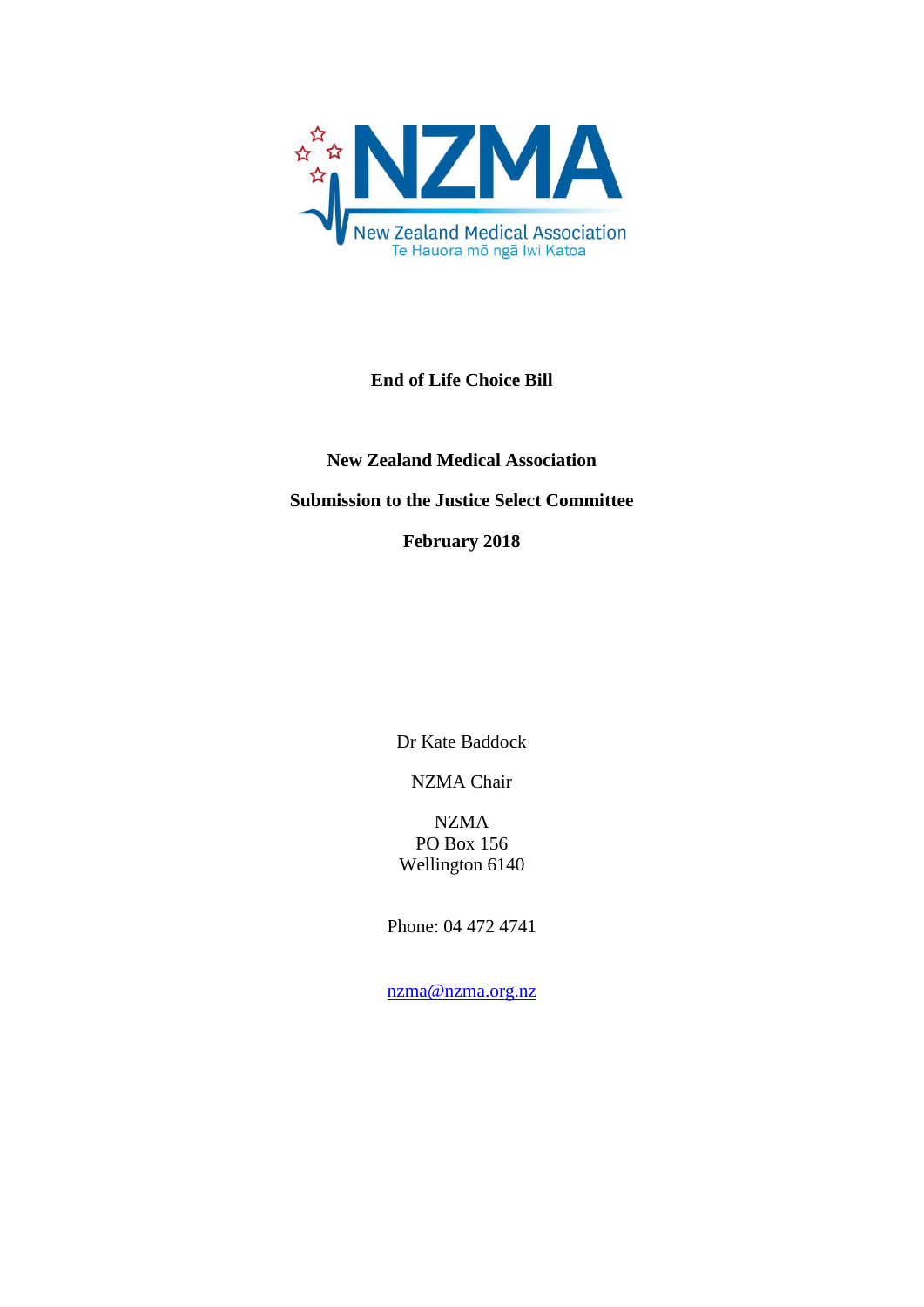NZMA

New Zealand Medical Association

Te Hauora mō ngā Iwi Katoa

**End of Life Choice Bill**

**New Zealand Medical Association**

**Submission to the Justice Select Committee**

**February 2018**

Dr Kate Baddock

NZMA Chair

NZMA
PO Box 156
Wellington 6140

Phone: 04 472 4741

nzma@nzma.org.nz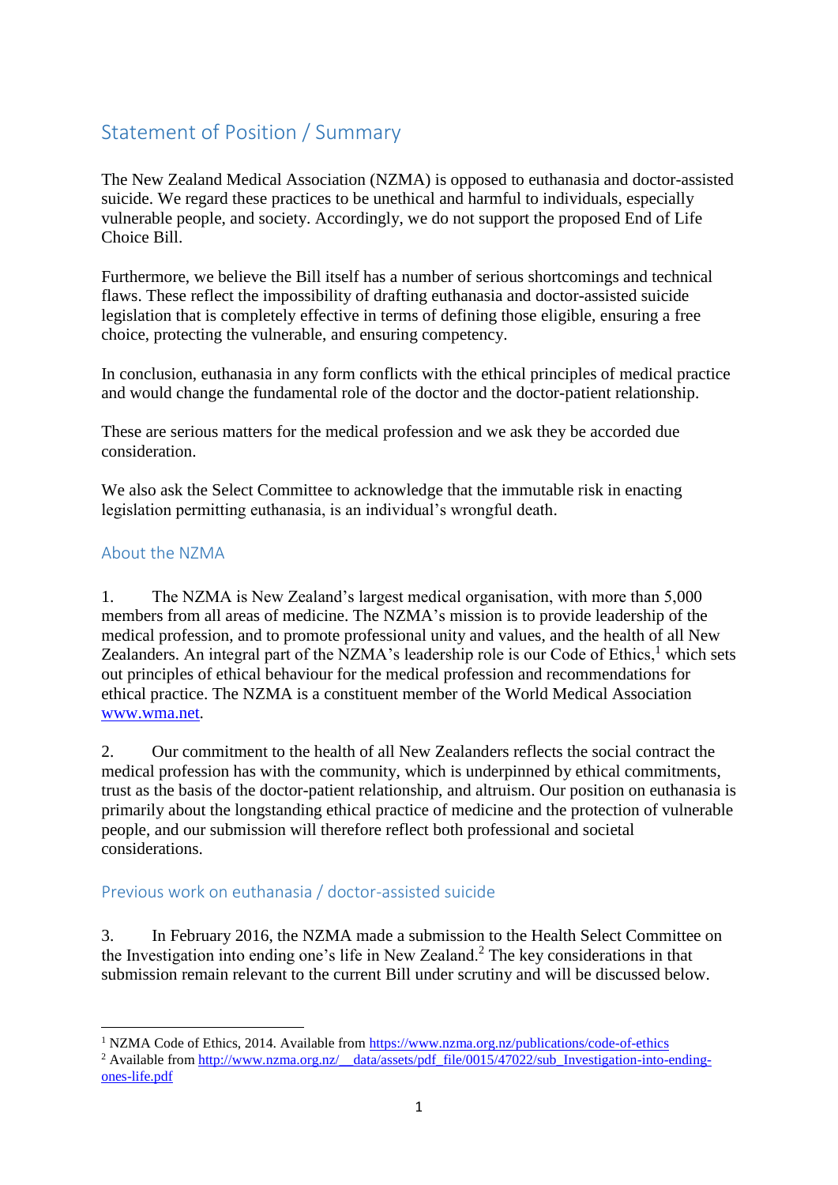## Statement of Position / Summary

The New Zealand Medical Association (NZMA) is opposed to euthanasia and doctor-assisted suicide. We regard these practices to be unethical and harmful to individuals, especially vulnerable people, and society. Accordingly, we do not support the proposed End of Life Choice Bill.

Furthermore, we believe the Bill itself has a number of serious shortcomings and technical flaws. These reflect the impossibility of drafting euthanasia and doctor-assisted suicide legislation that is completely effective in terms of defining those eligible, ensuring a free choice, protecting the vulnerable, and ensuring competency.

In conclusion, euthanasia in any form conflicts with the ethical principles of medical practice and would change the fundamental role of the doctor and the doctor-patient relationship.

These are serious matters for the medical profession and we ask they be accorded due consideration.

We also ask the Select Committee to acknowledge that the immutable risk in enacting legislation permitting euthanasia, is an individual's wrongful death.

### About the NZMA

1. The NZMA is New Zealand's largest medical organisation, with more than 5,000 members from all areas of medicine. The NZMA's mission is to provide leadership of the medical profession, and to promote professional unity and values, and the health of all New Zealanders. An integral part of the NZMA's leadership role is our Code of Ethics,[1] which sets out principles of ethical behaviour for the medical profession and recommendations for ethical practice. The NZMA is a constituent member of the World Medical Association www.wma.net.

2. Our commitment to the health of all New Zealanders reflects the social contract the medical profession has with the community, which is underpinned by ethical commitments, trust as the basis of the doctor-patient relationship, and altruism. Our position on euthanasia is primarily about the longstanding ethical practice of medicine and the protection of vulnerable people, and our submission will therefore reflect both professional and societal considerations.

### Previous work on euthanasia / doctor-assisted suicide

3. In February 2016, the NZMA made a submission to the Health Select Committee on the Investigation into ending one's life in New Zealand.[2] The key considerations in that submission remain relevant to the current Bill under scrutiny and will be discussed below.

---

[1] NZMA Code of Ethics, 2014. Available from https://www.nzma.org.nz/publications/code-of-ethics

[2] Available from http://www.nzma.org.nz/__data/assets/pdf_file/0015/47022/sub_Investigation-into-ending-ones-life.pdf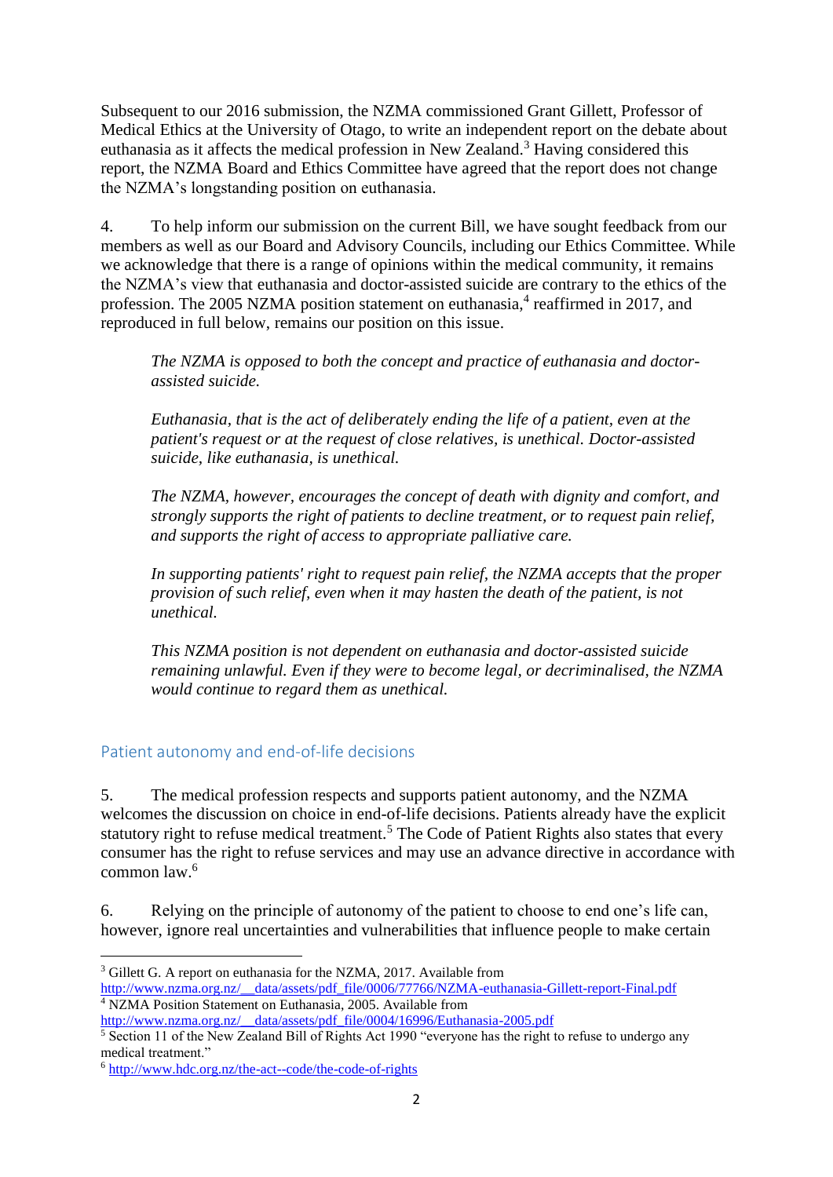Subsequent to our 2016 submission, the NZMA commissioned Grant Gillett, Professor of Medical Ethics at the University of Otago, to write an independent report on the debate about euthanasia as it affects the medical profession in New Zealand.[3] Having considered this report, the NZMA Board and Ethics Committee have agreed that the report does not change the NZMA's longstanding position on euthanasia.

4. To help inform our submission on the current Bill, we have sought feedback from our members as well as our Board and Advisory Councils, including our Ethics Committee. While we acknowledge that there is a range of opinions within the medical community, it remains the NZMA's view that euthanasia and doctor-assisted suicide are contrary to the ethics of the profession. The 2005 NZMA position statement on euthanasia,[4] reaffirmed in 2017, and reproduced in full below, remains our position on this issue.

> *The NZMA is opposed to both the concept and practice of euthanasia and doctor-assisted suicide.*
>
> *Euthanasia, that is the act of deliberately ending the life of a patient, even at the patient's request or at the request of close relatives, is unethical. Doctor-assisted suicide, like euthanasia, is unethical.*
>
> *The NZMA, however, encourages the concept of death with dignity and comfort, and strongly supports the right of patients to decline treatment, or to request pain relief, and supports the right of access to appropriate palliative care.*
>
> *In supporting patients' right to request pain relief, the NZMA accepts that the proper provision of such relief, even when it may hasten the death of the patient, is not unethical.*
>
> *This NZMA position is not dependent on euthanasia and doctor-assisted suicide remaining unlawful. Even if they were to become legal, or decriminalised, the NZMA would continue to regard them as unethical.*

## Patient autonomy and end-of-life decisions

5. The medical profession respects and supports patient autonomy, and the NZMA welcomes the discussion on choice in end-of-life decisions. Patients already have the explicit statutory right to refuse medical treatment.[5] The Code of Patient Rights also states that every consumer has the right to refuse services and may use an advance directive in accordance with common law.[6]

6. Relying on the principle of autonomy of the patient to choose to end one's life can, however, ignore real uncertainties and vulnerabilities that influence people to make certain

---

[3] Gillett G. A report on euthanasia for the NZMA, 2017. Available from http://www.nzma.org.nz/__data/assets/pdf_file/0006/77766/NZMA-euthanasia-Gillett-report-Final.pdf

[4] NZMA Position Statement on Euthanasia, 2005. Available from http://www.nzma.org.nz/__data/assets/pdf_file/0004/16996/Euthanasia-2005.pdf

[5] Section 11 of the New Zealand Bill of Rights Act 1990 "everyone has the right to refuse to undergo any medical treatment."

[6] http://www.hdc.org.nz/the-act--code/the-code-of-rights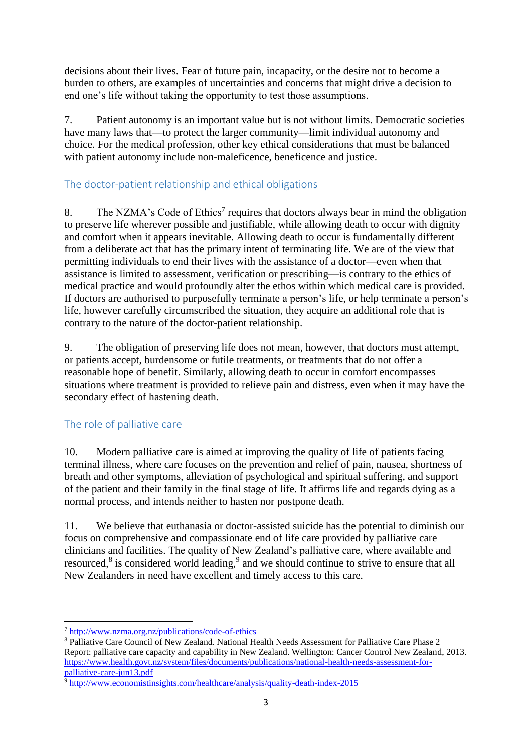decisions about their lives. Fear of future pain, incapacity, or the desire not to become a burden to others, are examples of uncertainties and concerns that might drive a decision to end one's life without taking the opportunity to test those assumptions.

7. Patient autonomy is an important value but is not without limits. Democratic societies have many laws that—to protect the larger community—limit individual autonomy and choice. For the medical profession, other key ethical considerations that must be balanced with patient autonomy include non-maleficence, beneficence and justice.

## The doctor-patient relationship and ethical obligations

8. The NZMA's Code of Ethics[7] requires that doctors always bear in mind the obligation to preserve life wherever possible and justifiable, while allowing death to occur with dignity and comfort when it appears inevitable. Allowing death to occur is fundamentally different from a deliberate act that has the primary intent of terminating life. We are of the view that permitting individuals to end their lives with the assistance of a doctor—even when that assistance is limited to assessment, verification or prescribing—is contrary to the ethics of medical practice and would profoundly alter the ethos within which medical care is provided. If doctors are authorised to purposefully terminate a person's life, or help terminate a person's life, however carefully circumscribed the situation, they acquire an additional role that is contrary to the nature of the doctor-patient relationship.

9. The obligation of preserving life does not mean, however, that doctors must attempt, or patients accept, burdensome or futile treatments, or treatments that do not offer a reasonable hope of benefit. Similarly, allowing death to occur in comfort encompasses situations where treatment is provided to relieve pain and distress, even when it may have the secondary effect of hastening death.

## The role of palliative care

10. Modern palliative care is aimed at improving the quality of life of patients facing terminal illness, where care focuses on the prevention and relief of pain, nausea, shortness of breath and other symptoms, alleviation of psychological and spiritual suffering, and support of the patient and their family in the final stage of life. It affirms life and regards dying as a normal process, and intends neither to hasten nor postpone death.

11. We believe that euthanasia or doctor-assisted suicide has the potential to diminish our focus on comprehensive and compassionate end of life care provided by palliative care clinicians and facilities. The quality of New Zealand's palliative care, where available and resourced,[8] is considered world leading,[9] and we should continue to strive to ensure that all New Zealanders in need have excellent and timely access to this care.

---

[7] http://www.nzma.org.nz/publications/code-of-ethics

[8] Palliative Care Council of New Zealand. National Health Needs Assessment for Palliative Care Phase 2 Report: palliative care capacity and capability in New Zealand. Wellington: Cancer Control New Zealand, 2013. https://www.health.govt.nz/system/files/documents/publications/national-health-needs-assessment-for-palliative-care-jun13.pdf

[9] http://www.economistinsights.com/healthcare/analysis/quality-death-index-2015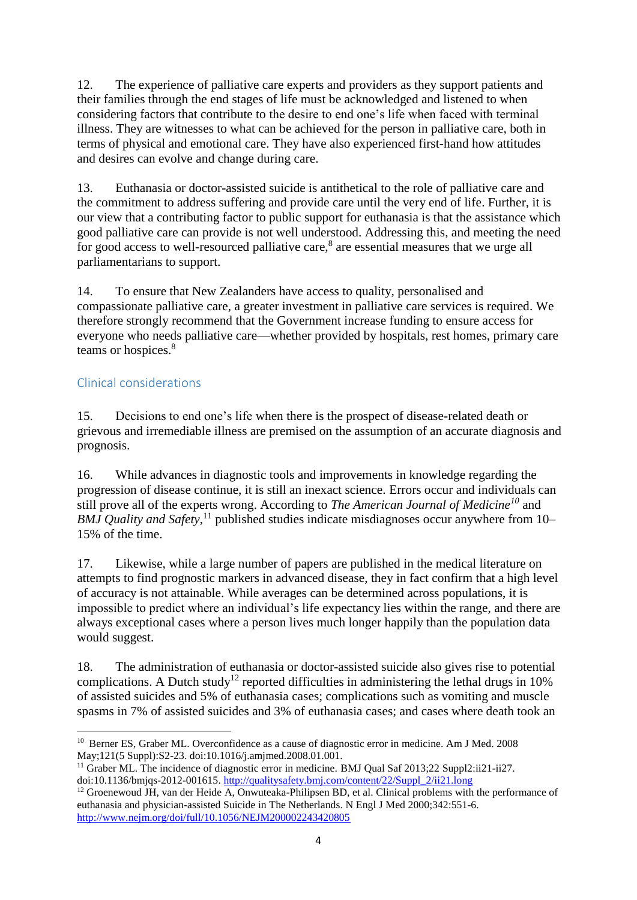12. The experience of palliative care experts and providers as they support patients and their families through the end stages of life must be acknowledged and listened to when considering factors that contribute to the desire to end one's life when faced with terminal illness. They are witnesses to what can be achieved for the person in palliative care, both in terms of physical and emotional care. They have also experienced first-hand how attitudes and desires can evolve and change during care.

13. Euthanasia or doctor-assisted suicide is antithetical to the role of palliative care and the commitment to address suffering and provide care until the very end of life. Further, it is our view that a contributing factor to public support for euthanasia is that the assistance which good palliative care can provide is not well understood. Addressing this, and meeting the need for good access to well-resourced palliative care,[8] are essential measures that we urge all parliamentarians to support.

14. To ensure that New Zealanders have access to quality, personalised and compassionate palliative care, a greater investment in palliative care services is required. We therefore strongly recommend that the Government increase funding to ensure access for everyone who needs palliative care—whether provided by hospitals, rest homes, primary care teams or hospices.[8]

## Clinical considerations

15. Decisions to end one's life when there is the prospect of disease-related death or grievous and irremediable illness are premised on the assumption of an accurate diagnosis and prognosis.

16. While advances in diagnostic tools and improvements in knowledge regarding the progression of disease continue, it is still an inexact science. Errors occur and individuals can still prove all of the experts wrong. According to *The American Journal of Medicine*[10] and *BMJ Quality and Safety*,[11] published studies indicate misdiagnoses occur anywhere from 10–15% of the time.

17. Likewise, while a large number of papers are published in the medical literature on attempts to find prognostic markers in advanced disease, they in fact confirm that a high level of accuracy is not attainable. While averages can be determined across populations, it is impossible to predict where an individual's life expectancy lies within the range, and there are always exceptional cases where a person lives much longer happily than the population data would suggest.

18. The administration of euthanasia or doctor-assisted suicide also gives rise to potential complications. A Dutch study[12] reported difficulties in administering the lethal drugs in 10% of assisted suicides and 5% of euthanasia cases; complications such as vomiting and muscle spasms in 7% of assisted suicides and 3% of euthanasia cases; and cases where death took an

---

[10] Berner ES, Graber ML. Overconfidence as a cause of diagnostic error in medicine. Am J Med. 2008 May;121(5 Suppl):S2-23. doi:10.1016/j.amjmed.2008.01.001.

[11] Graber ML. The incidence of diagnostic error in medicine. BMJ Qual Saf 2013;22 Suppl2:ii21-ii27. doi:10.1136/bmjqs-2012-001615. http://qualitysafety.bmj.com/content/22/Suppl_2/ii21.long

[12] Groenewoud JH, van der Heide A, Onwuteaka-Philipsen BD, et al. Clinical problems with the performance of euthanasia and physician-assisted Suicide in The Netherlands. N Engl J Med 2000;342:551-6. http://www.nejm.org/doi/full/10.1056/NEJM200002243420805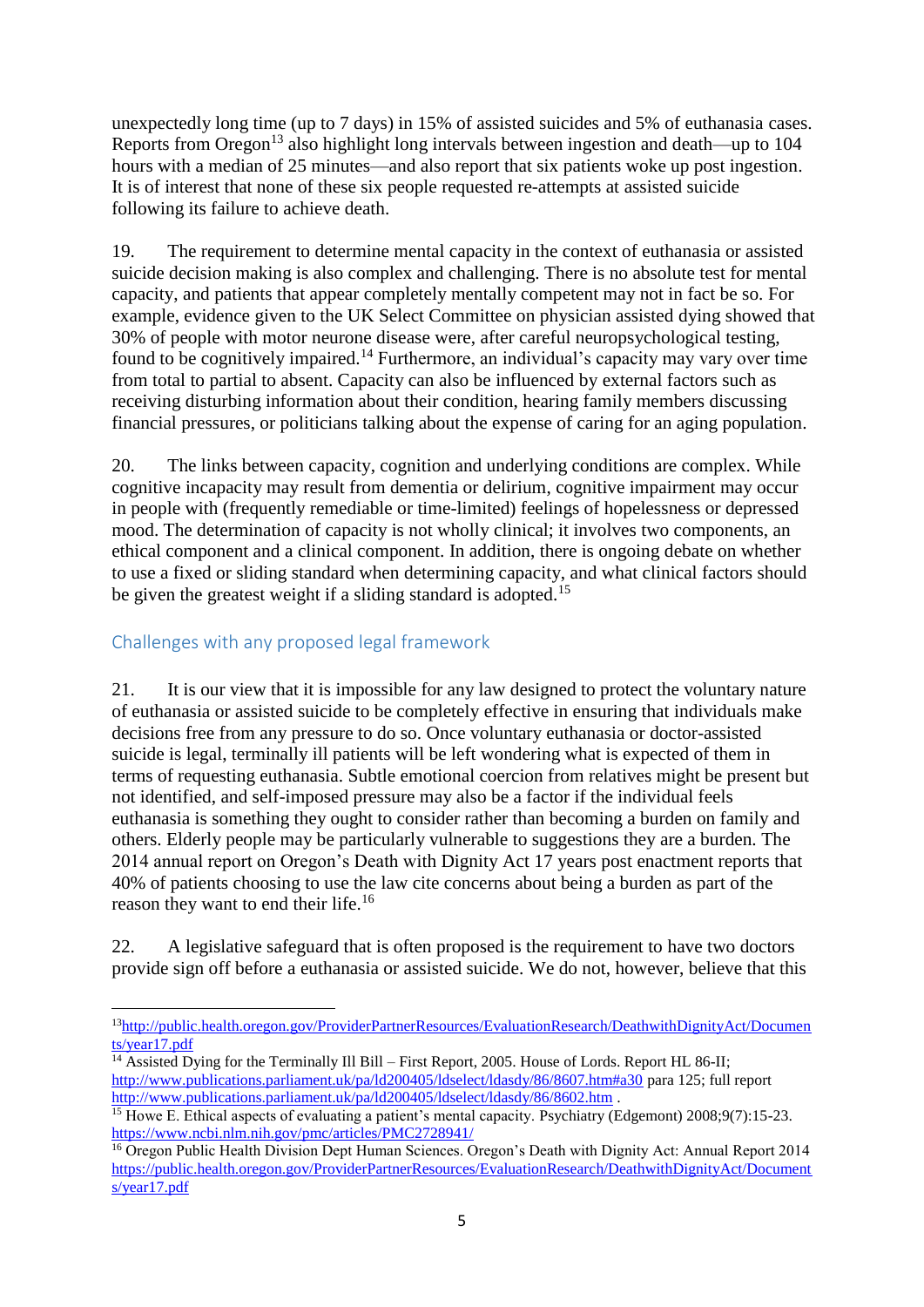unexpectedly long time (up to 7 days) in 15% of assisted suicides and 5% of euthanasia cases. Reports from Oregon[13] also highlight long intervals between ingestion and death—up to 104 hours with a median of 25 minutes—and also report that six patients woke up post ingestion. It is of interest that none of these six people requested re-attempts at assisted suicide following its failure to achieve death.

19. The requirement to determine mental capacity in the context of euthanasia or assisted suicide decision making is also complex and challenging. There is no absolute test for mental capacity, and patients that appear completely mentally competent may not in fact be so. For example, evidence given to the UK Select Committee on physician assisted dying showed that 30% of people with motor neurone disease were, after careful neuropsychological testing, found to be cognitively impaired.[14] Furthermore, an individual's capacity may vary over time from total to partial to absent. Capacity can also be influenced by external factors such as receiving disturbing information about their condition, hearing family members discussing financial pressures, or politicians talking about the expense of caring for an aging population.

20. The links between capacity, cognition and underlying conditions are complex. While cognitive incapacity may result from dementia or delirium, cognitive impairment may occur in people with (frequently remediable or time-limited) feelings of hopelessness or depressed mood. The determination of capacity is not wholly clinical; it involves two components, an ethical component and a clinical component. In addition, there is ongoing debate on whether to use a fixed or sliding standard when determining capacity, and what clinical factors should be given the greatest weight if a sliding standard is adopted.[15]

## Challenges with any proposed legal framework

21. It is our view that it is impossible for any law designed to protect the voluntary nature of euthanasia or assisted suicide to be completely effective in ensuring that individuals make decisions free from any pressure to do so. Once voluntary euthanasia or doctor-assisted suicide is legal, terminally ill patients will be left wondering what is expected of them in terms of requesting euthanasia. Subtle emotional coercion from relatives might be present but not identified, and self-imposed pressure may also be a factor if the individual feels euthanasia is something they ought to consider rather than becoming a burden on family and others. Elderly people may be particularly vulnerable to suggestions they are a burden. The 2014 annual report on Oregon's Death with Dignity Act 17 years post enactment reports that 40% of patients choosing to use the law cite concerns about being a burden as part of the reason they want to end their life.[16]

22. A legislative safeguard that is often proposed is the requirement to have two doctors provide sign off before a euthanasia or assisted suicide. We do not, however, believe that this

---

[13] http://public.health.oregon.gov/ProviderPartnerResources/EvaluationResearch/DeathwithDignityAct/Documents/year17.pdf

[14] Assisted Dying for the Terminally Ill Bill – First Report, 2005. House of Lords. Report HL 86-II; http://www.publications.parliament.uk/pa/ld200405/ldselect/ldasdy/86/8607.htm#a30 para 125; full report http://www.publications.parliament.uk/pa/ld200405/ldselect/ldasdy/86/8602.htm .

[15] Howe E. Ethical aspects of evaluating a patient's mental capacity. Psychiatry (Edgemont) 2008;9(7):15-23. https://www.ncbi.nlm.nih.gov/pmc/articles/PMC2728941/

[16] Oregon Public Health Division Dept Human Sciences. Oregon's Death with Dignity Act: Annual Report 2014 https://public.health.oregon.gov/ProviderPartnerResources/EvaluationResearch/DeathwithDignityAct/Documents/year17.pdf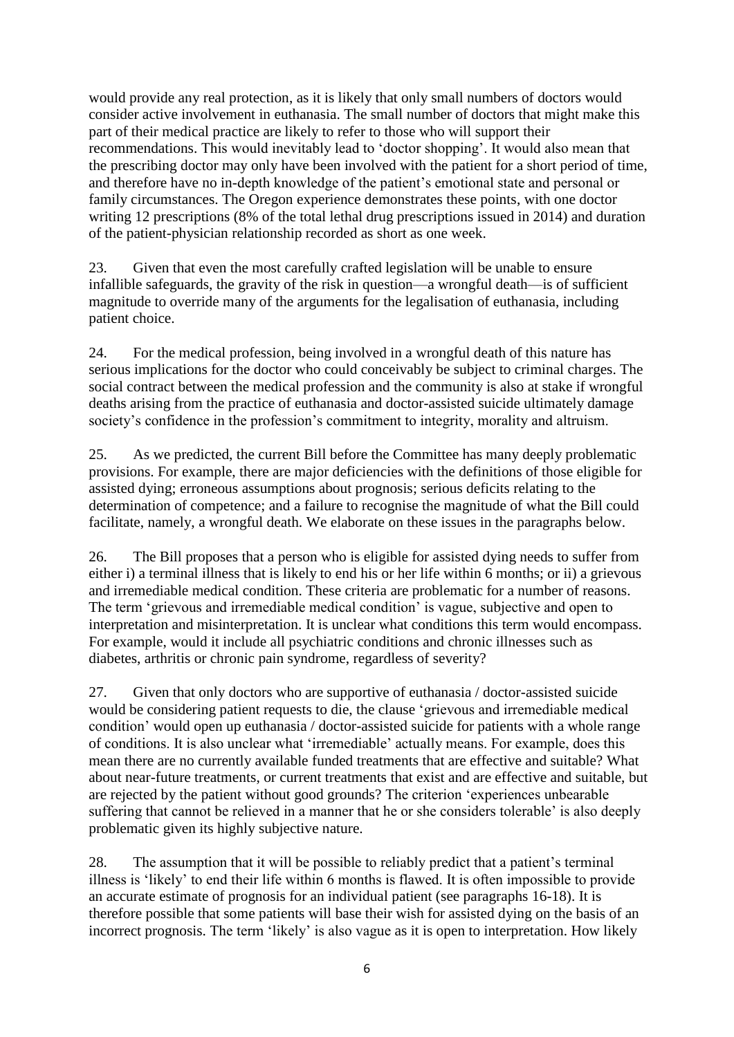would provide any real protection, as it is likely that only small numbers of doctors would consider active involvement in euthanasia. The small number of doctors that might make this part of their medical practice are likely to refer to those who will support their recommendations. This would inevitably lead to 'doctor shopping'. It would also mean that the prescribing doctor may only have been involved with the patient for a short period of time, and therefore have no in-depth knowledge of the patient's emotional state and personal or family circumstances. The Oregon experience demonstrates these points, with one doctor writing 12 prescriptions (8% of the total lethal drug prescriptions issued in 2014) and duration of the patient-physician relationship recorded as short as one week.

23. Given that even the most carefully crafted legislation will be unable to ensure infallible safeguards, the gravity of the risk in question—a wrongful death—is of sufficient magnitude to override many of the arguments for the legalisation of euthanasia, including patient choice.

24. For the medical profession, being involved in a wrongful death of this nature has serious implications for the doctor who could conceivably be subject to criminal charges. The social contract between the medical profession and the community is also at stake if wrongful deaths arising from the practice of euthanasia and doctor-assisted suicide ultimately damage society's confidence in the profession's commitment to integrity, morality and altruism.

25. As we predicted, the current Bill before the Committee has many deeply problematic provisions. For example, there are major deficiencies with the definitions of those eligible for assisted dying; erroneous assumptions about prognosis; serious deficits relating to the determination of competence; and a failure to recognise the magnitude of what the Bill could facilitate, namely, a wrongful death. We elaborate on these issues in the paragraphs below.

26. The Bill proposes that a person who is eligible for assisted dying needs to suffer from either i) a terminal illness that is likely to end his or her life within 6 months; or ii) a grievous and irremediable medical condition. These criteria are problematic for a number of reasons. The term 'grievous and irremediable medical condition' is vague, subjective and open to interpretation and misinterpretation. It is unclear what conditions this term would encompass. For example, would it include all psychiatric conditions and chronic illnesses such as diabetes, arthritis or chronic pain syndrome, regardless of severity?

27. Given that only doctors who are supportive of euthanasia / doctor-assisted suicide would be considering patient requests to die, the clause 'grievous and irremediable medical condition' would open up euthanasia / doctor-assisted suicide for patients with a whole range of conditions. It is also unclear what 'irremediable' actually means. For example, does this mean there are no currently available funded treatments that are effective and suitable? What about near-future treatments, or current treatments that exist and are effective and suitable, but are rejected by the patient without good grounds? The criterion 'experiences unbearable suffering that cannot be relieved in a manner that he or she considers tolerable' is also deeply problematic given its highly subjective nature.

28. The assumption that it will be possible to reliably predict that a patient's terminal illness is 'likely' to end their life within 6 months is flawed. It is often impossible to provide an accurate estimate of prognosis for an individual patient (see paragraphs 16-18). It is therefore possible that some patients will base their wish for assisted dying on the basis of an incorrect prognosis. The term 'likely' is also vague as it is open to interpretation. How likely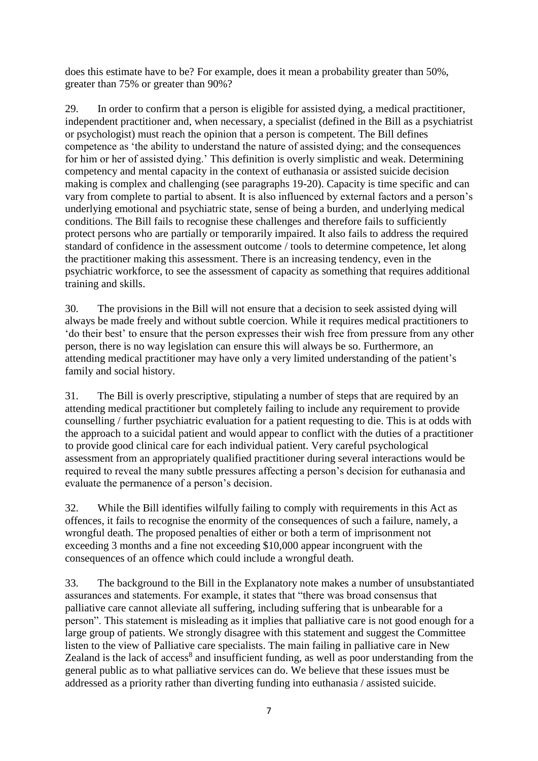does this estimate have to be? For example, does it mean a probability greater than 50%, greater than 75% or greater than 90%?

29. In order to confirm that a person is eligible for assisted dying, a medical practitioner, independent practitioner and, when necessary, a specialist (defined in the Bill as a psychiatrist or psychologist) must reach the opinion that a person is competent. The Bill defines competence as 'the ability to understand the nature of assisted dying; and the consequences for him or her of assisted dying.' This definition is overly simplistic and weak. Determining competency and mental capacity in the context of euthanasia or assisted suicide decision making is complex and challenging (see paragraphs 19-20). Capacity is time specific and can vary from complete to partial to absent. It is also influenced by external factors and a person's underlying emotional and psychiatric state, sense of being a burden, and underlying medical conditions. The Bill fails to recognise these challenges and therefore fails to sufficiently protect persons who are partially or temporarily impaired. It also fails to address the required standard of confidence in the assessment outcome / tools to determine competence, let along the practitioner making this assessment. There is an increasing tendency, even in the psychiatric workforce, to see the assessment of capacity as something that requires additional training and skills.

30. The provisions in the Bill will not ensure that a decision to seek assisted dying will always be made freely and without subtle coercion. While it requires medical practitioners to 'do their best' to ensure that the person expresses their wish free from pressure from any other person, there is no way legislation can ensure this will always be so. Furthermore, an attending medical practitioner may have only a very limited understanding of the patient's family and social history.

31. The Bill is overly prescriptive, stipulating a number of steps that are required by an attending medical practitioner but completely failing to include any requirement to provide counselling / further psychiatric evaluation for a patient requesting to die. This is at odds with the approach to a suicidal patient and would appear to conflict with the duties of a practitioner to provide good clinical care for each individual patient. Very careful psychological assessment from an appropriately qualified practitioner during several interactions would be required to reveal the many subtle pressures affecting a person's decision for euthanasia and evaluate the permanence of a person's decision.

32. While the Bill identifies wilfully failing to comply with requirements in this Act as offences, it fails to recognise the enormity of the consequences of such a failure, namely, a wrongful death. The proposed penalties of either or both a term of imprisonment not exceeding 3 months and a fine not exceeding $10,000 appear incongruent with the consequences of an offence which could include a wrongful death.

33. The background to the Bill in the Explanatory note makes a number of unsubstantiated assurances and statements. For example, it states that "there was broad consensus that palliative care cannot alleviate all suffering, including suffering that is unbearable for a person". This statement is misleading as it implies that palliative care is not good enough for a large group of patients. We strongly disagree with this statement and suggest the Committee listen to the view of Palliative care specialists. The main failing in palliative care in New Zealand is the lack of access[8] and insufficient funding, as well as poor understanding from the general public as to what palliative services can do. We believe that these issues must be addressed as a priority rather than diverting funding into euthanasia / assisted suicide.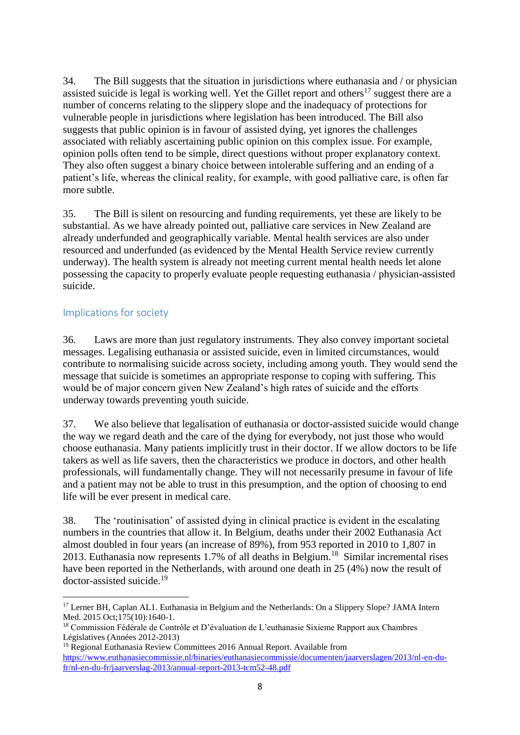34. The Bill suggests that the situation in jurisdictions where euthanasia and / or physician assisted suicide is legal is working well. Yet the Gillet report and others[17] suggest there are a number of concerns relating to the slippery slope and the inadequacy of protections for vulnerable people in jurisdictions where legislation has been introduced. The Bill also suggests that public opinion is in favour of assisted dying, yet ignores the challenges associated with reliably ascertaining public opinion on this complex issue. For example, opinion polls often tend to be simple, direct questions without proper explanatory context. They also often suggest a binary choice between intolerable suffering and an ending of a patient's life, whereas the clinical reality, for example, with good palliative care, is often far more subtle.

35. The Bill is silent on resourcing and funding requirements, yet these are likely to be substantial. As we have already pointed out, palliative care services in New Zealand are already underfunded and geographically variable. Mental health services are also under resourced and underfunded (as evidenced by the Mental Health Service review currently underway). The health system is already not meeting current mental health needs let alone possessing the capacity to properly evaluate people requesting euthanasia / physician-assisted suicide.

## Implications for society

36. Laws are more than just regulatory instruments. They also convey important societal messages. Legalising euthanasia or assisted suicide, even in limited circumstances, would contribute to normalising suicide across society, including among youth. They would send the message that suicide is sometimes an appropriate response to coping with suffering. This would be of major concern given New Zealand's high rates of suicide and the efforts underway towards preventing youth suicide.

37. We also believe that legalisation of euthanasia or doctor-assisted suicide would change the way we regard death and the care of the dying for everybody, not just those who would choose euthanasia. Many patients implicitly trust in their doctor. If we allow doctors to be life takers as well as life savers, then the characteristics we produce in doctors, and other health professionals, will fundamentally change. They will not necessarily presume in favour of life and a patient may not be able to trust in this presumption, and the option of choosing to end life will be ever present in medical care.

38. The 'routinisation' of assisted dying in clinical practice is evident in the escalating numbers in the countries that allow it. In Belgium, deaths under their 2002 Euthanasia Act almost doubled in four years (an increase of 89%), from 953 reported in 2010 to 1,807 in 2013. Euthanasia now represents 1.7% of all deaths in Belgium.[18] Similar incremental rises have been reported in the Netherlands, with around one death in 25 (4%) now the result of doctor-assisted suicide.[19]

---

[17] Lerner BH, Caplan AL1. Euthanasia in Belgium and the Netherlands: On a Slippery Slope? JAMA Intern Med. 2015 Oct;175(10):1640-1.

[18] Commission Fédérale de Contrôle et D'évaluation de L'euthanasie Sixieme Rapport aux Chambres Législatives (Années 2012-2013)

[19] Regional Euthanasia Review Committees 2016 Annual Report. Available from https://www.euthanasiecommissie.nl/binaries/euthanasiecommissie/documenten/jaarverslagen/2013/nl-en-du-fr/nl-en-du-fr/jaarverslag-2013/annual-report-2013-tcm52-48.pdf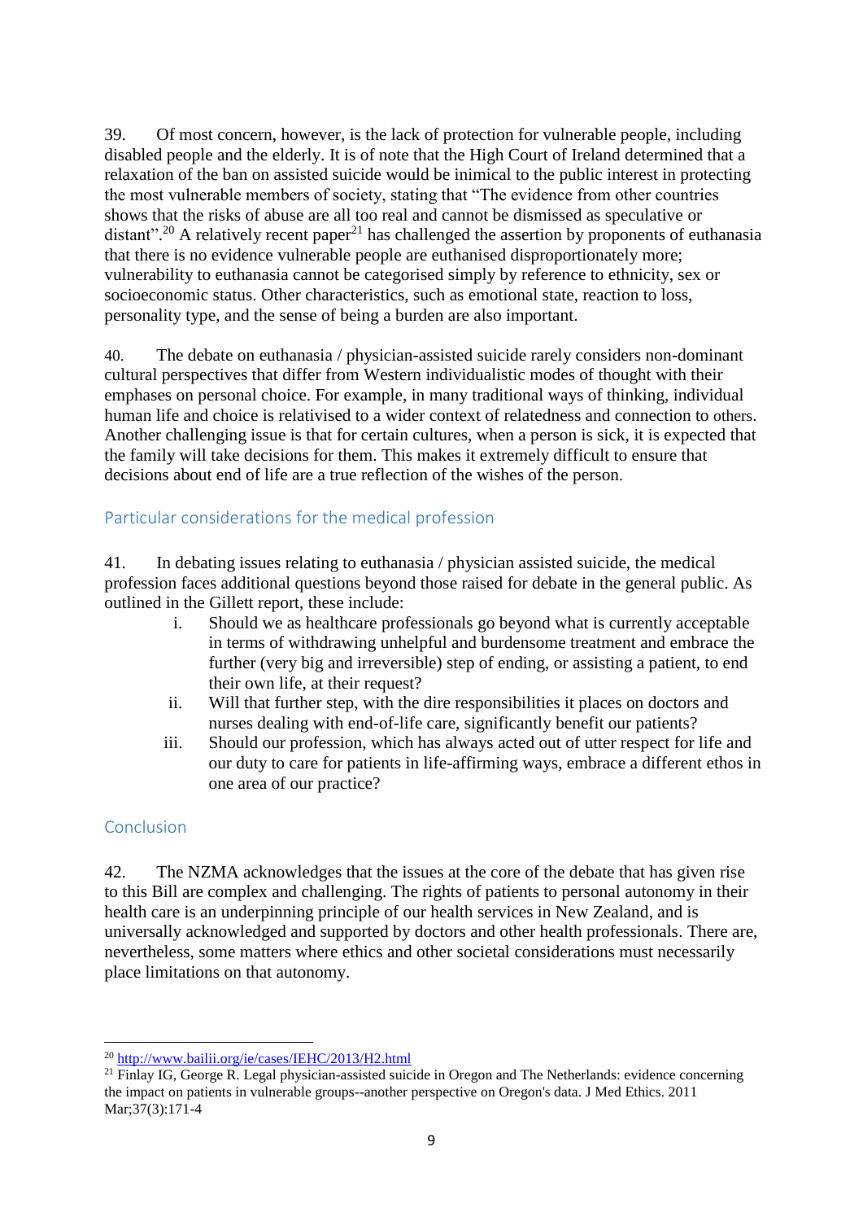39. Of most concern, however, is the lack of protection for vulnerable people, including disabled people and the elderly. It is of note that the High Court of Ireland determined that a relaxation of the ban on assisted suicide would be inimical to the public interest in protecting the most vulnerable members of society, stating that "The evidence from other countries shows that the risks of abuse are all too real and cannot be dismissed as speculative or distant".[20] A relatively recent paper[21] has challenged the assertion by proponents of euthanasia that there is no evidence vulnerable people are euthanised disproportionately more; vulnerability to euthanasia cannot be categorised simply by reference to ethnicity, sex or socioeconomic status. Other characteristics, such as emotional state, reaction to loss, personality type, and the sense of being a burden are also important.

40. The debate on euthanasia / physician-assisted suicide rarely considers non-dominant cultural perspectives that differ from Western individualistic modes of thought with their emphases on personal choice. For example, in many traditional ways of thinking, individual human life and choice is relativised to a wider context of relatedness and connection to others. Another challenging issue is that for certain cultures, when a person is sick, it is expected that the family will take decisions for them. This makes it extremely difficult to ensure that decisions about end of life are a true reflection of the wishes of the person.

## Particular considerations for the medical profession

41. In debating issues relating to euthanasia / physician assisted suicide, the medical profession faces additional questions beyond those raised for debate in the general public. As outlined in the Gillett report, these include:

i. Should we as healthcare professionals go beyond what is currently acceptable in terms of withdrawing unhelpful and burdensome treatment and embrace the further (very big and irreversible) step of ending, or assisting a patient, to end their own life, at their request?

ii. Will that further step, with the dire responsibilities it places on doctors and nurses dealing with end-of-life care, significantly benefit our patients?

iii. Should our profession, which has always acted out of utter respect for life and our duty to care for patients in life-affirming ways, embrace a different ethos in one area of our practice?

## Conclusion

42. The NZMA acknowledges that the issues at the core of the debate that has given rise to this Bill are complex and challenging. The rights of patients to personal autonomy in their health care is an underpinning principle of our health services in New Zealand, and is universally acknowledged and supported by doctors and other health professionals. There are, nevertheless, some matters where ethics and other societal considerations must necessarily place limitations on that autonomy.

---

[20] http://www.bailii.org/ie/cases/IEHC/2013/H2.html

[21] Finlay IG, George R. Legal physician-assisted suicide in Oregon and The Netherlands: evidence concerning the impact on patients in vulnerable groups--another perspective on Oregon's data. J Med Ethics. 2011 Mar;37(3):171-4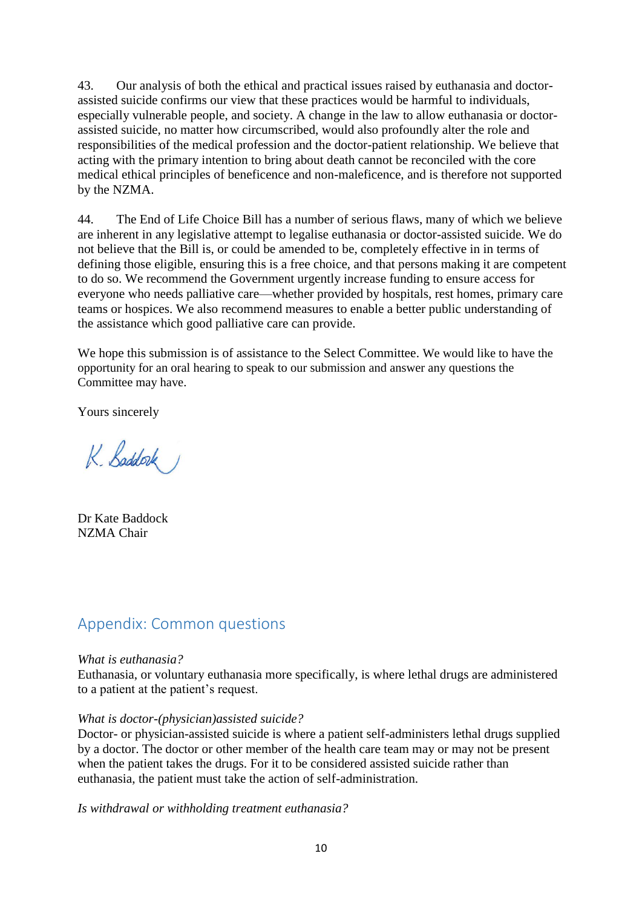43. Our analysis of both the ethical and practical issues raised by euthanasia and doctor-assisted suicide confirms our view that these practices would be harmful to individuals, especially vulnerable people, and society. A change in the law to allow euthanasia or doctor-assisted suicide, no matter how circumscribed, would also profoundly alter the role and responsibilities of the medical profession and the doctor-patient relationship. We believe that acting with the primary intention to bring about death cannot be reconciled with the core medical ethical principles of beneficence and non-maleficence, and is therefore not supported by the NZMA.

44. The End of Life Choice Bill has a number of serious flaws, many of which we believe are inherent in any legislative attempt to legalise euthanasia or doctor-assisted suicide. We do not believe that the Bill is, or could be amended to be, completely effective in in terms of defining those eligible, ensuring this is a free choice, and that persons making it are competent to do so. We recommend the Government urgently increase funding to ensure access for everyone who needs palliative care—whether provided by hospitals, rest homes, primary care teams or hospices. We also recommend measures to enable a better public understanding of the assistance which good palliative care can provide.

We hope this submission is of assistance to the Select Committee. We would like to have the opportunity for an oral hearing to speak to our submission and answer any questions the Committee may have.

Yours sincerely

K. Baddock

Dr Kate Baddock
NZMA Chair

## Appendix: Common questions

*What is euthanasia?*
Euthanasia, or voluntary euthanasia more specifically, is where lethal drugs are administered to a patient at the patient's request.

*What is doctor-(physician)assisted suicide?*
Doctor- or physician-assisted suicide is where a patient self-administers lethal drugs supplied by a doctor. The doctor or other member of the health care team may or may not be present when the patient takes the drugs. For it to be considered assisted suicide rather than euthanasia, the patient must take the action of self-administration.

*Is withdrawal or withholding treatment euthanasia?*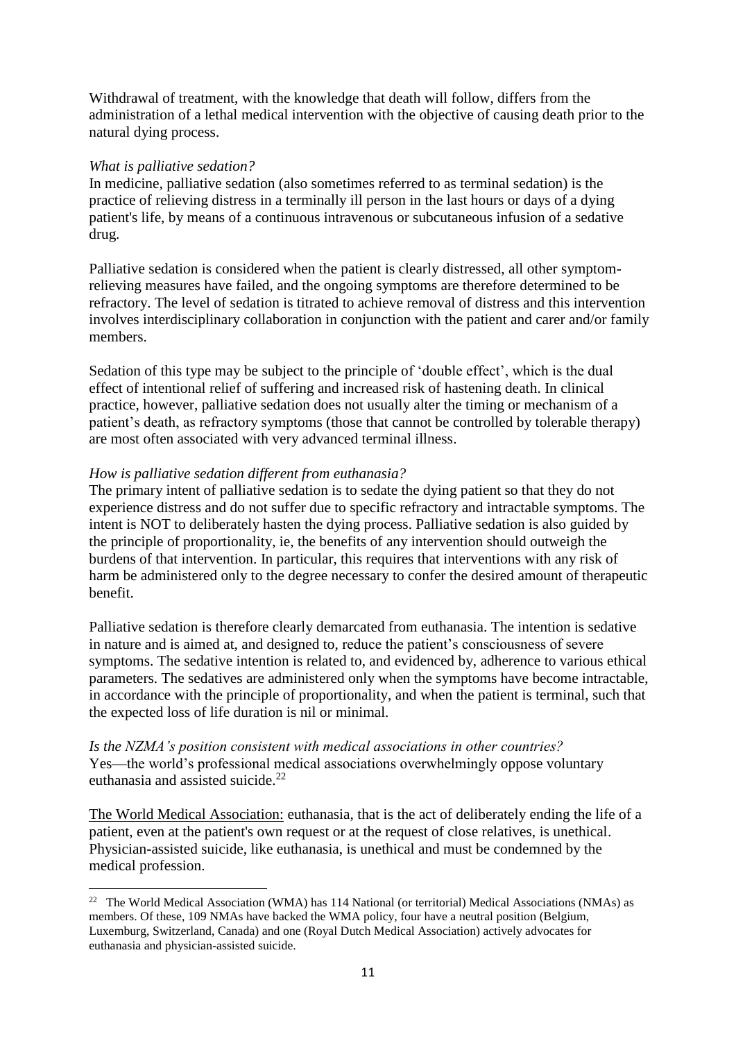Withdrawal of treatment, with the knowledge that death will follow, differs from the administration of a lethal medical intervention with the objective of causing death prior to the natural dying process.

*What is palliative sedation?*

In medicine, palliative sedation (also sometimes referred to as terminal sedation) is the practice of relieving distress in a terminally ill person in the last hours or days of a dying patient's life, by means of a continuous intravenous or subcutaneous infusion of a sedative drug.

Palliative sedation is considered when the patient is clearly distressed, all other symptom-relieving measures have failed, and the ongoing symptoms are therefore determined to be refractory. The level of sedation is titrated to achieve removal of distress and this intervention involves interdisciplinary collaboration in conjunction with the patient and carer and/or family members.

Sedation of this type may be subject to the principle of 'double effect', which is the dual effect of intentional relief of suffering and increased risk of hastening death. In clinical practice, however, palliative sedation does not usually alter the timing or mechanism of a patient's death, as refractory symptoms (those that cannot be controlled by tolerable therapy) are most often associated with very advanced terminal illness.

*How is palliative sedation different from euthanasia?*

The primary intent of palliative sedation is to sedate the dying patient so that they do not experience distress and do not suffer due to specific refractory and intractable symptoms. The intent is NOT to deliberately hasten the dying process. Palliative sedation is also guided by the principle of proportionality, ie, the benefits of any intervention should outweigh the burdens of that intervention. In particular, this requires that interventions with any risk of harm be administered only to the degree necessary to confer the desired amount of therapeutic benefit.

Palliative sedation is therefore clearly demarcated from euthanasia. The intention is sedative in nature and is aimed at, and designed to, reduce the patient's consciousness of severe symptoms. The sedative intention is related to, and evidenced by, adherence to various ethical parameters. The sedatives are administered only when the symptoms have become intractable, in accordance with the principle of proportionality, and when the patient is terminal, such that the expected loss of life duration is nil or minimal.

*Is the NZMA's position consistent with medical associations in other countries?*

Yes—the world's professional medical associations overwhelmingly oppose voluntary euthanasia and assisted suicide.[22]

<u>The World Medical Association:</u> euthanasia, that is the act of deliberately ending the life of a patient, even at the patient's own request or at the request of close relatives, is unethical. Physician-assisted suicide, like euthanasia, is unethical and must be condemned by the medical profession.

---

[22] The World Medical Association (WMA) has 114 National (or territorial) Medical Associations (NMAs) as members. Of these, 109 NMAs have backed the WMA policy, four have a neutral position (Belgium, Luxemburg, Switzerland, Canada) and one (Royal Dutch Medical Association) actively advocates for euthanasia and physician-assisted suicide.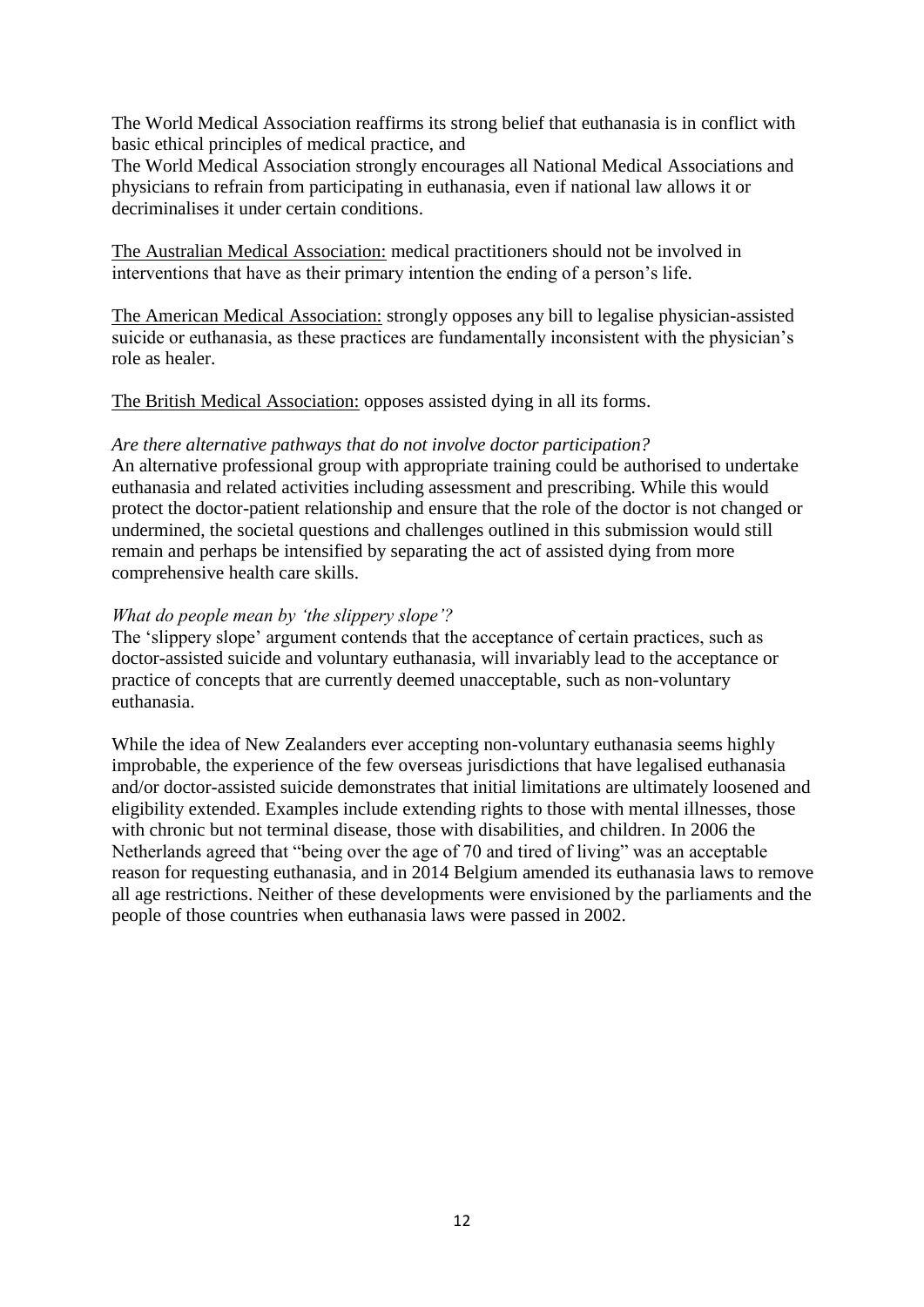The World Medical Association reaffirms its strong belief that euthanasia is in conflict with basic ethical principles of medical practice, and
The World Medical Association strongly encourages all National Medical Associations and physicians to refrain from participating in euthanasia, even if national law allows it or decriminalises it under certain conditions.

<u>The Australian Medical Association:</u> medical practitioners should not be involved in interventions that have as their primary intention the ending of a person's life.

<u>The American Medical Association:</u> strongly opposes any bill to legalise physician-assisted suicide or euthanasia, as these practices are fundamentally inconsistent with the physician's role as healer.

<u>The British Medical Association:</u> opposes assisted dying in all its forms.

*Are there alternative pathways that do not involve doctor participation?*
An alternative professional group with appropriate training could be authorised to undertake euthanasia and related activities including assessment and prescribing. While this would protect the doctor-patient relationship and ensure that the role of the doctor is not changed or undermined, the societal questions and challenges outlined in this submission would still remain and perhaps be intensified by separating the act of assisted dying from more comprehensive health care skills.

*What do people mean by 'the slippery slope'?*
The 'slippery slope' argument contends that the acceptance of certain practices, such as doctor-assisted suicide and voluntary euthanasia, will invariably lead to the acceptance or practice of concepts that are currently deemed unacceptable, such as non-voluntary euthanasia.

While the idea of New Zealanders ever accepting non-voluntary euthanasia seems highly improbable, the experience of the few overseas jurisdictions that have legalised euthanasia and/or doctor-assisted suicide demonstrates that initial limitations are ultimately loosened and eligibility extended. Examples include extending rights to those with mental illnesses, those with chronic but not terminal disease, those with disabilities, and children. In 2006 the Netherlands agreed that "being over the age of 70 and tired of living" was an acceptable reason for requesting euthanasia, and in 2014 Belgium amended its euthanasia laws to remove all age restrictions. Neither of these developments were envisioned by the parliaments and the people of those countries when euthanasia laws were passed in 2002.